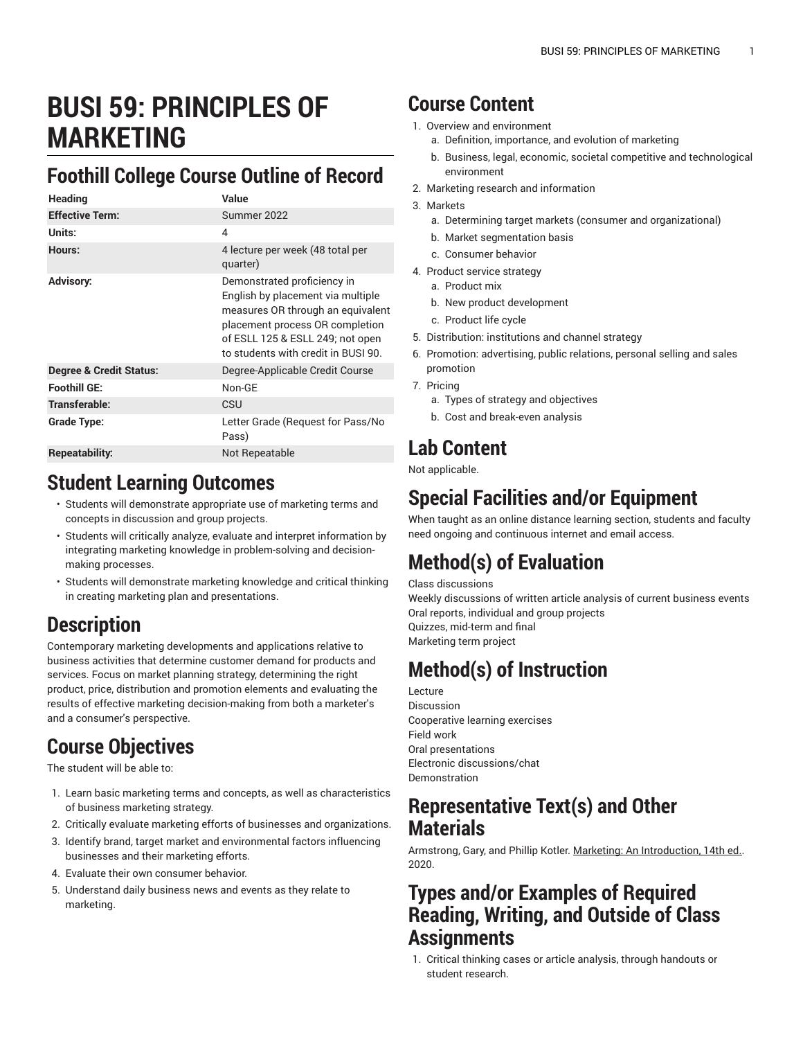# BUSI 59: PRINCIPLES OF MARKETING

## Foothill College Course Outline of Record

| Heading | Value |
|---|---|
| **Effective Term:** | Summer 2022 |
| **Units:** | 4 |
| **Hours:** | 4 lecture per week (48 total per quarter) |
| **Advisory:** | Demonstrated proficiency in English by placement via multiple measures OR through an equivalent placement process OR completion of ESLL 125 & ESLL 249; not open to students with credit in BUSI 90. |
| **Degree & Credit Status:** | Degree-Applicable Credit Course |
| **Foothill GE:** | Non-GE |
| **Transferable:** | CSU |
| **Grade Type:** | Letter Grade (Request for Pass/No Pass) |
| **Repeatability:** | Not Repeatable |

## Student Learning Outcomes

- Students will demonstrate appropriate use of marketing terms and concepts in discussion and group projects.
- Students will critically analyze, evaluate and interpret information by integrating marketing knowledge in problem-solving and decision-making processes.
- Students will demonstrate marketing knowledge and critical thinking in creating marketing plan and presentations.

## Description

Contemporary marketing developments and applications relative to business activities that determine customer demand for products and services. Focus on market planning strategy, determining the right product, price, distribution and promotion elements and evaluating the results of effective marketing decision-making from both a marketer's and a consumer's perspective.

## Course Objectives

The student will be able to:

1. Learn basic marketing terms and concepts, as well as characteristics of business marketing strategy.
2. Critically evaluate marketing efforts of businesses and organizations.
3. Identify brand, target market and environmental factors influencing businesses and their marketing efforts.
4. Evaluate their own consumer behavior.
5. Understand daily business news and events as they relate to marketing.

## Course Content

1. Overview and environment
   a. Definition, importance, and evolution of marketing
   b. Business, legal, economic, societal competitive and technological environment
2. Marketing research and information
3. Markets
   a. Determining target markets (consumer and organizational)
   b. Market segmentation basis
   c. Consumer behavior
4. Product service strategy
   a. Product mix
   b. New product development
   c. Product life cycle
5. Distribution: institutions and channel strategy
6. Promotion: advertising, public relations, personal selling and sales promotion
7. Pricing
   a. Types of strategy and objectives
   b. Cost and break-even analysis

## Lab Content

Not applicable.

## Special Facilities and/or Equipment

When taught as an online distance learning section, students and faculty need ongoing and continuous internet and email access.

## Method(s) of Evaluation

Class discussions
Weekly discussions of written article analysis of current business events
Oral reports, individual and group projects
Quizzes, mid-term and final
Marketing term project

## Method(s) of Instruction

Lecture
Discussion
Cooperative learning exercises
Field work
Oral presentations
Electronic discussions/chat
Demonstration

## Representative Text(s) and Other Materials

Armstrong, Gary, and Phillip Kotler. Marketing: An Introduction, 14th ed.. 2020.

## Types and/or Examples of Required Reading, Writing, and Outside of Class Assignments

1. Critical thinking cases or article analysis, through handouts or student research.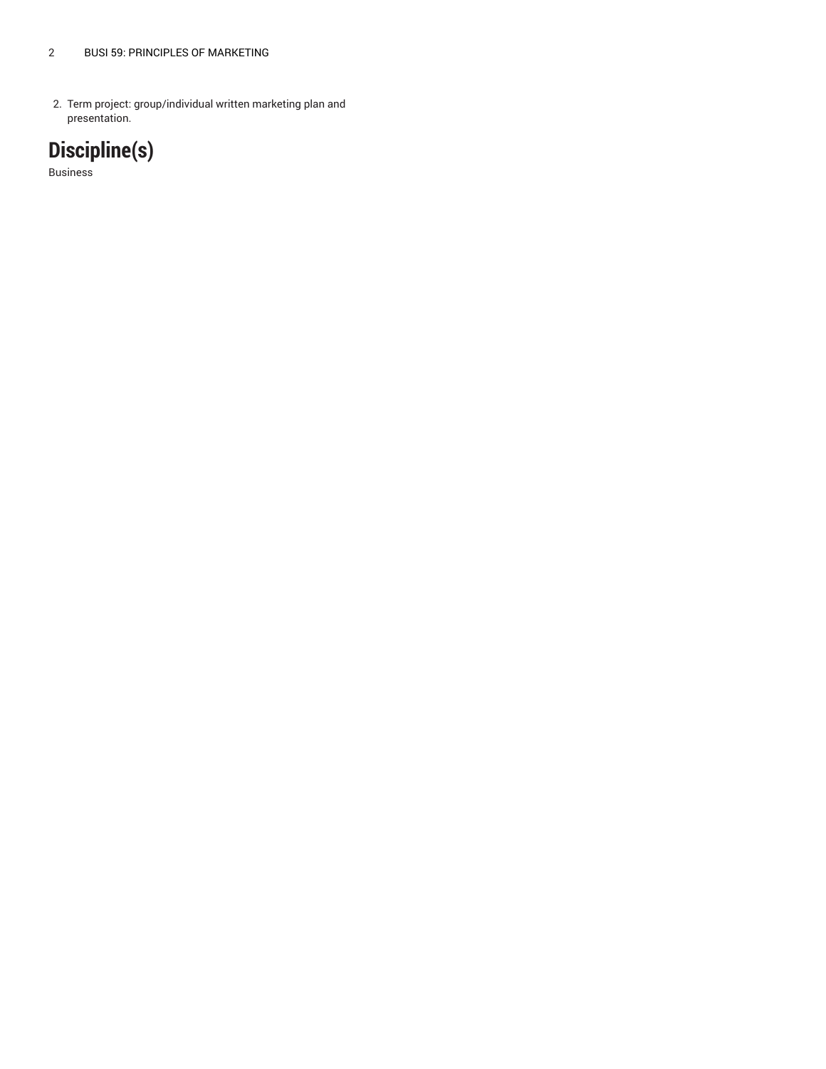2. Term project: group/individual written marketing plan and presentation.

## Discipline(s)

Business